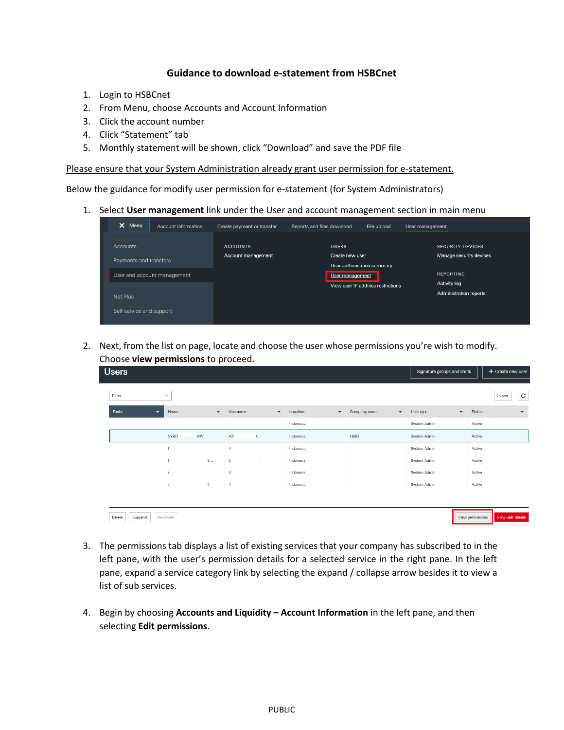# Guidance to download e-statement from HSBCnet

1. Login to HSBCnet
2. From Menu, choose Accounts and Account Information
3. Click the account number
4. Click "Statement" tab
5. Monthly statement will be shown, click "Download" and save the PDF file

Please ensure that your System Administration already grant user permission for e-statement.

Below the guidance for modify user permission for e-statement (for System Administrators)

1. Select **User management** link under the User and account management section in main menu

2. Next, from the list on page, locate and choose the user whose permissions you're wish to modify. Choose **view permissions** to proceed.

3. The permissions tab displays a list of existing services that your company has subscribed to in the left pane, with the user's permission details for a selected service in the right pane. In the left pane, expand a service category link by selecting the expand / collapse arrow besides it to view a list of sub services.

4. Begin by choosing **Accounts and Liquidity – Account Information** in the left pane, and then selecting **Edit permissions**.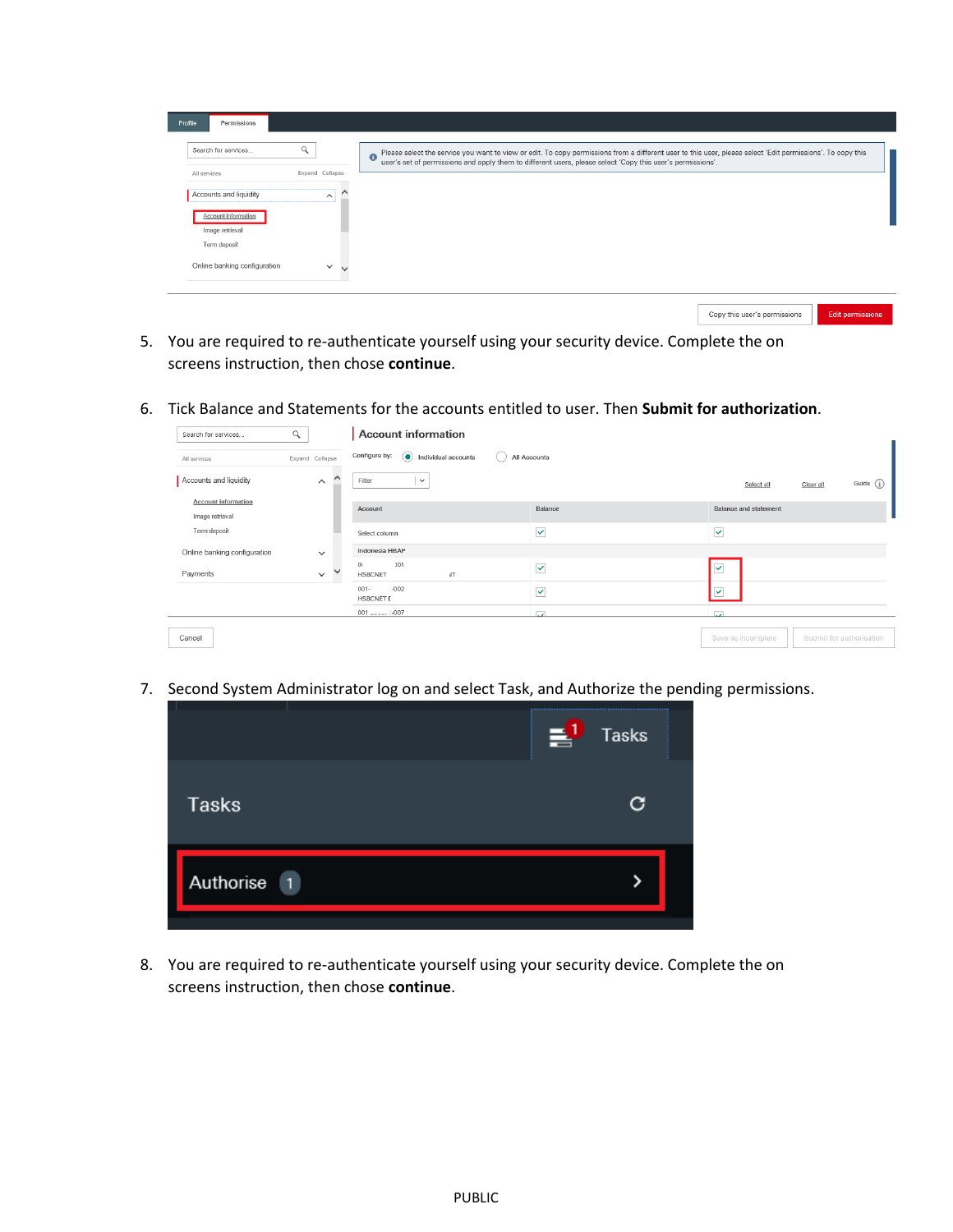5. You are required to re-authenticate yourself using your security device. Complete the on screens instruction, then chose **continue**.

6. Tick Balance and Statements for the accounts entitled to user. Then **Submit for authorization**.

7. Second System Administrator log on and select Task, and Authorize the pending permissions.

8. You are required to re-authenticate yourself using your security device. Complete the on screens instruction, then chose **continue**.

PUBLIC